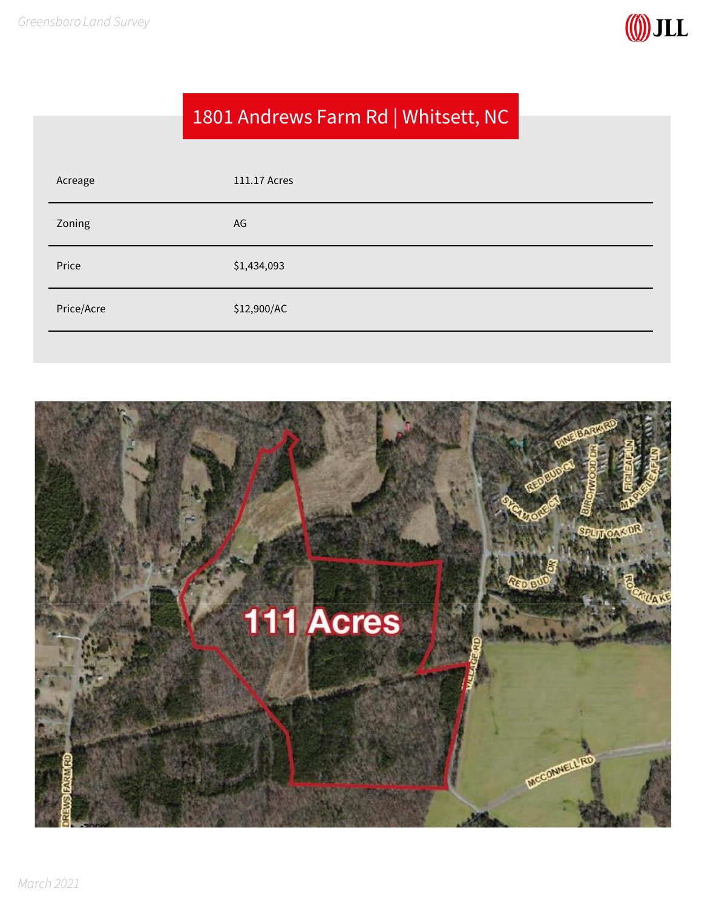# 1801 Andrews Farm Rd | Whitsett, NC

| | |
|---|---|
| Acreage | 111.17 Acres |
| Zoning | AG |
| Price | $1,434,093 |
| Price/Acre | $12,900/AC |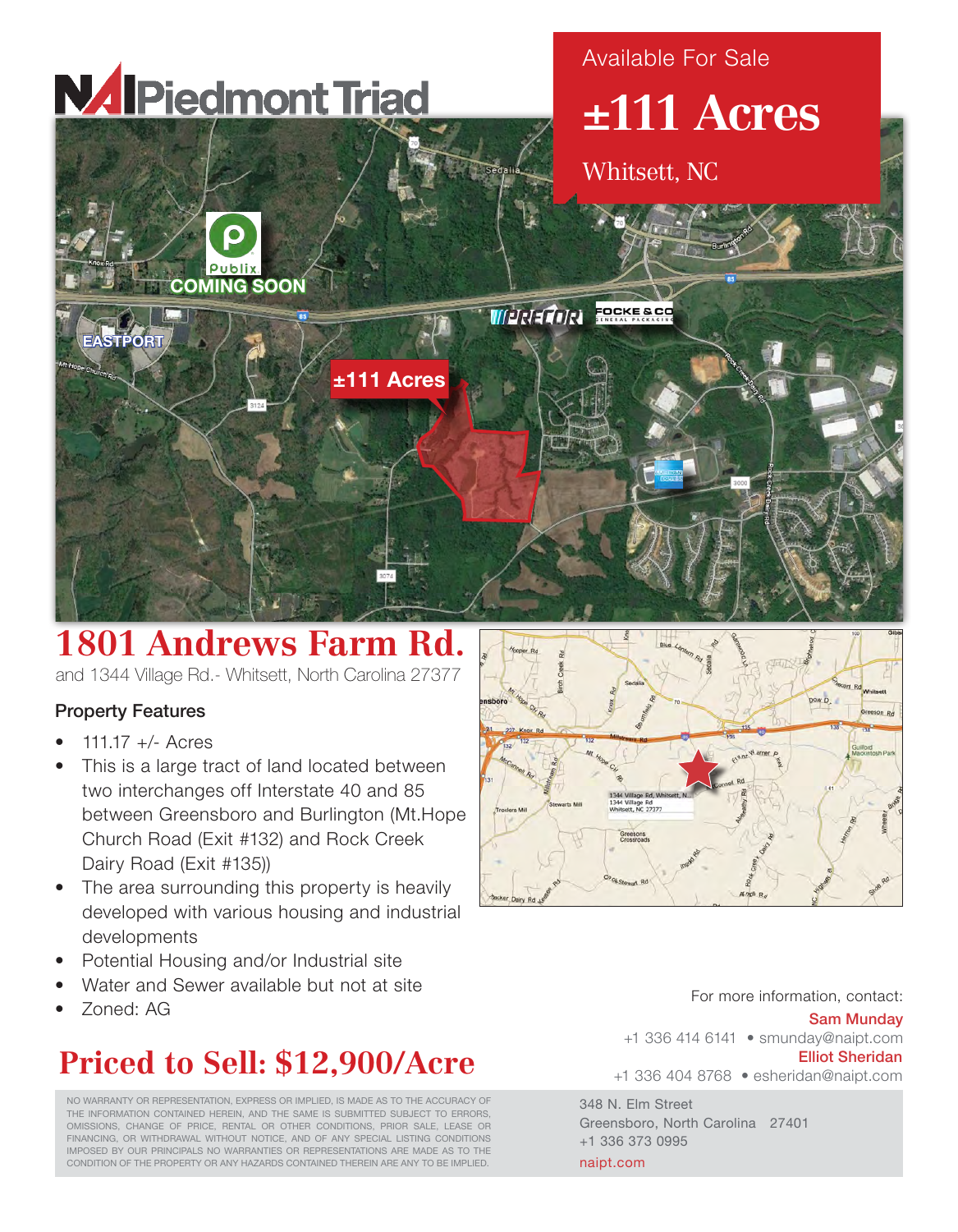# NAI Piedmont Triad

Available For Sale

# ±111 Acres

Whitsett, NC

## 1801 Andrews Farm Rd.

and 1344 Village Rd.- Whitsett, North Carolina 27377

### Property Features

- 111.17 +/- Acres
- This is a large tract of land located between two interchanges off Interstate 40 and 85 between Greensboro and Burlington (Mt.Hope Church Road (Exit #132) and Rock Creek Dairy Road (Exit #135))
- The area surrounding this property is heavily developed with various housing and industrial developments
- Potential Housing and/or Industrial site
- Water and Sewer available but not at site
- Zoned: AG

## Priced to Sell: $12,900/Acre

For more information, contact:

**Sam Munday**
+1 336 414 6141 • smunday@naipt.com

**Elliot Sheridan**
+1 336 404 8768 • esheridan@naipt.com

NO WARRANTY OR REPRESENTATION, EXPRESS OR IMPLIED, IS MADE AS TO THE ACCURACY OF THE INFORMATION CONTAINED HEREIN, AND THE SAME IS SUBMITTED SUBJECT TO ERRORS, OMISSIONS, CHANGE OF PRICE, RENTAL OR OTHER CONDITIONS, PRIOR SALE, LEASE OR FINANCING, OR WITHDRAWAL WITHOUT NOTICE, AND OF ANY SPECIAL LISTING CONDITIONS IMPOSED BY OUR PRINCIPALS NO WARRANTIES OR REPRESENTATIONS ARE MADE AS TO THE CONDITION OF THE PROPERTY OR ANY HAZARDS CONTAINED THEREIN ARE ANY TO BE IMPLIED.

348 N. Elm Street
Greensboro, North Carolina 27401
+1 336 373 0995
naipt.com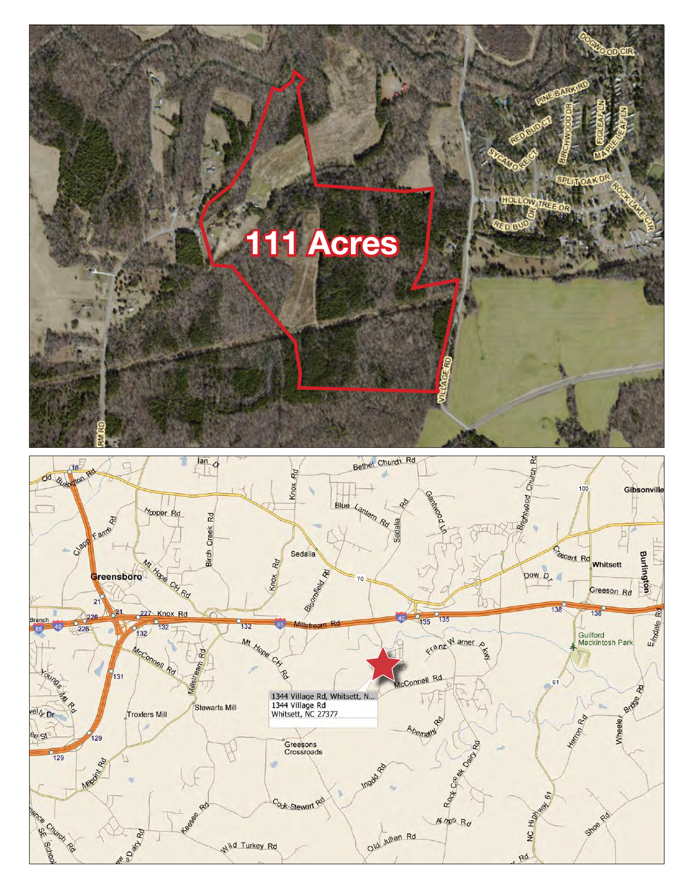111 Acres

1344 Village Rd, Whitsett, N...
1344 Village Rd
Whitsett, NC 27377